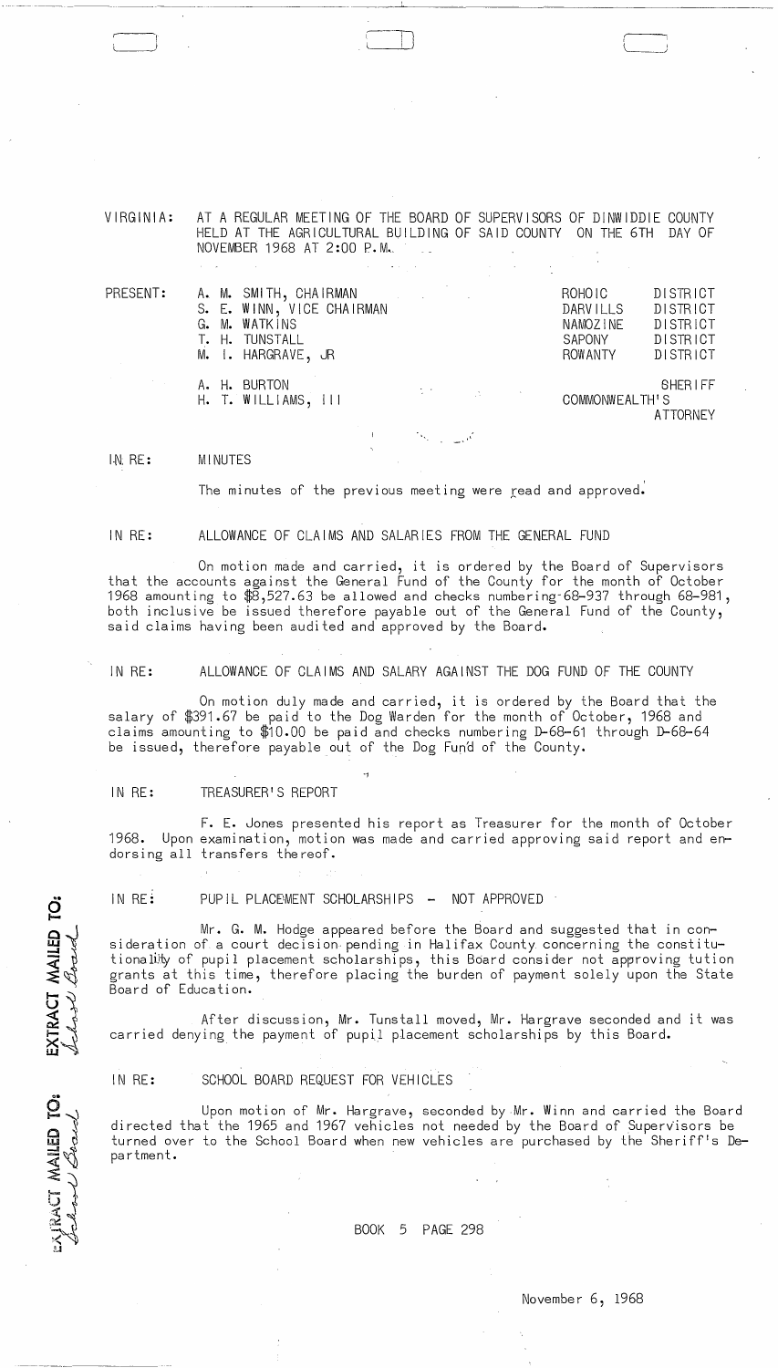VIRGINIA: AT A REGULAR MEETING OF THE BOARD OF SUPERVISORS OF DINWIDDIE COUNTY HELD AT THE AGRICULTURAL BUILDING OF SAID COUNTY ON THE 6TH DAY OF NOVEMBER 1968 AT 2:00 P.M.

| PRESENT: | | |
|---|---|---|
| | A. M. SMITH, CHAIRMAN | ROHOIC DISTRICT |
| | S. E. WINN, VICE CHAIRMAN | DARVILLS DISTRICT |
| | G. M. WATKINS | NAMOZINE DISTRICT |
| | T. H. TUNSTALL | SAPONY DISTRICT |
| | M. I. HARGRAVE, JR | ROWANTY DISTRICT |
| | A. H. BURTON | SHERIFF |
| | H. T. WILLIAMS, III | COMMONWEALTH'S ATTORNEY |

IN RE: MINUTES

The minutes of the previous meeting were read and approved.

IN RE: ALLOWANCE OF CLAIMS AND SALARIES FROM THE GENERAL FUND

On motion made and carried, it is ordered by the Board of Supervisors that the accounts against the General Fund of the County for the month of October 1968 amounting to $8,527.63 be allowed and checks numbering 68-937 through 68-981, both inclusive be issued therefore payable out of the General Fund of the County, said claims having been audited and approved by the Board.

IN RE: ALLOWANCE OF CLAIMS AND SALARY AGAINST THE DOG FUND OF THE COUNTY

On motion duly made and carried, it is ordered by the Board that the salary of $391.67 be paid to the Dog Warden for the month of October, 1968 and claims amounting to $10.00 be paid and checks numbering D-68-61 through D-68-64 be issued, therefore payable out of the Dog Fund of the County.

IN RE: TREASURER'S REPORT

F. E. Jones presented his report as Treasurer for the month of October 1968. Upon examination, motion was made and carried approving said report and endorsing all transfers thereof.

IN RE: PUPIL PLACEMENT SCHOLARSHIPS - NOT APPROVED

EXTRACT MAILED TO: School Board

Mr. G. M. Hodge appeared before the Board and suggested that in consideration of a court decision pending in Halifax County concerning the constitutionality of pupil placement scholarships, this Board consider not approving tution grants at this time, therefore placing the burden of payment solely upon the State Board of Education.

After discussion, Mr. Tunstall moved, Mr. Hargrave seconded and it was carried denying the payment of pupil placement scholarships by this Board.

IN RE: SCHOOL BOARD REQUEST FOR VEHICLES

EXTRACT MAILED TO: School Board

Upon motion of Mr. Hargrave, seconded by Mr. Winn and carried the Board directed that the 1965 and 1967 vehicles not needed by the Board of Supervisors be turned over to the School Board when new vehicles are purchased by the Sheriff's Department.

BOOK 5 PAGE 298

November 6, 1968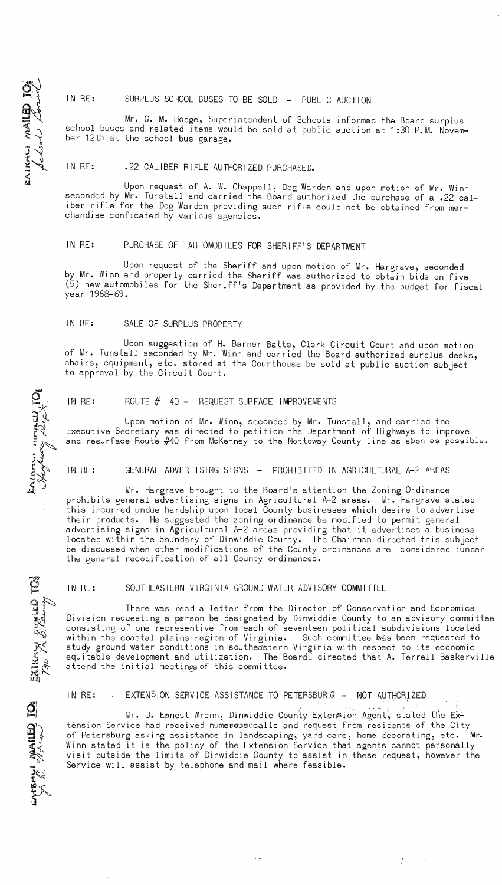EXTRACT MAILED TO: School Board

IN RE: SURPLUS SCHOOL BUSES TO BE SOLD - PUBLIC AUCTION

Mr. G. M. Hodge, Superintendent of Schools informed the Board surplus school buses and related items would be sold at public auction at 1:30 P.M. November 12th at the school bus garage.

IN RE: .22 CALIBER RIFLE AUTHORIZED PURCHASED.

Upon request of A. W. Chappell, Dog Warden and upon motion of Mr. Winn seconded by Mr. Tunstall and carried the Board authorized the purchase of a .22 caliber rifle for the Dog Warden providing such rifle could not be obtained from merchandise conficated by various agencies.

IN RE: PURCHASE OF AUTOMOBILES FOR SHERIFF'S DEPARTMENT

Upon request of the Sheriff and upon motion of Mr. Hargrave, seconded by Mr. Winn and properly carried the Sheriff was authorized to obtain bids on five (5) new automobiles for the Sheriff's Department as provided by the budget for fiscal year 1968-69.

IN RE: SALE OF SURPLUS PROPERTY

Upon suggestion of H. Barner Batte, Clerk Circuit Court and upon motion of Mr. Tunstall seconded by Mr. Winn and carried the Board authorized surplus desks, chairs, equipment, etc. stored at the Courthouse be sold at public auction subject to approval by the Circuit Court.

EXTRACT MAILED TO: Highway Dept.

IN RE: ROUTE # 40 - REQUEST SURFACE IMPROVEMENTS

Upon motion of Mr. Winn, seconded by Mr. Tunstall, and carried the Executive Secretary was directed to petition the Department of Highways to improve and resurface Route #40 from McKenney to the Nottoway County line as soon as possible.

IN RE: GENERAL ADVERTISING SIGNS - PROHIBITED IN AGRICULTURAL A-2 AREAS

Mr. Hargrave brought to the Board's attention the Zoning Ordinance prohibits general advertising signs in Agricultural A-2 areas. Mr. Hargrave stated this incurred undue hardship upon local County businesses which desire to advertise their products. He suggested the zoning ordinance be modified to permit general advertising signs in Agricultural A-2 areas providing that it advertises a business located within the boundary of Dinwiddie County. The Chairman directed this subject be discussed when other modifications of the County ordinances are considered under the general recodification of all County ordinances.

EXTRACT MAILED TO: Mr. A. T. Baskerville

IN RE: SOUTHEASTERN VIRGINIA GROUND WATER ADVISORY COMMITTEE

There was read a letter from the Director of Conservation and Economics Division requesting a person be designated by Dinwiddie County to an advisory committee consisting of one representive from each of seventeen political subdivisions located within the coastal plains region of Virginia. Such committee has been requested to study ground water conditions in southeastern Virginia with respect to its economic equitable development and utilization. The Board directed that A. Terrell Baskerville attend the initial meetings of this committee.

EXTRACT MAILED TO: J. E. Wrenn

IN RE: EXTENSION SERVICE ASSISTANCE TO PETERSBURG - NOT AUTHORIZED

Mr. J. Ernest Wrenn, Dinwiddie County Extension Agent, stated the Extension Service had received numerous calls and request from residents of the City of Petersburg asking assistance in landscaping, yard care, home decorating, etc. Mr. Winn stated it is the policy of the Extension Service that agents cannot personally visit outside the limits of Dinwiddie County to assist in these request, however the Service will assist by telephone and mail where feasible.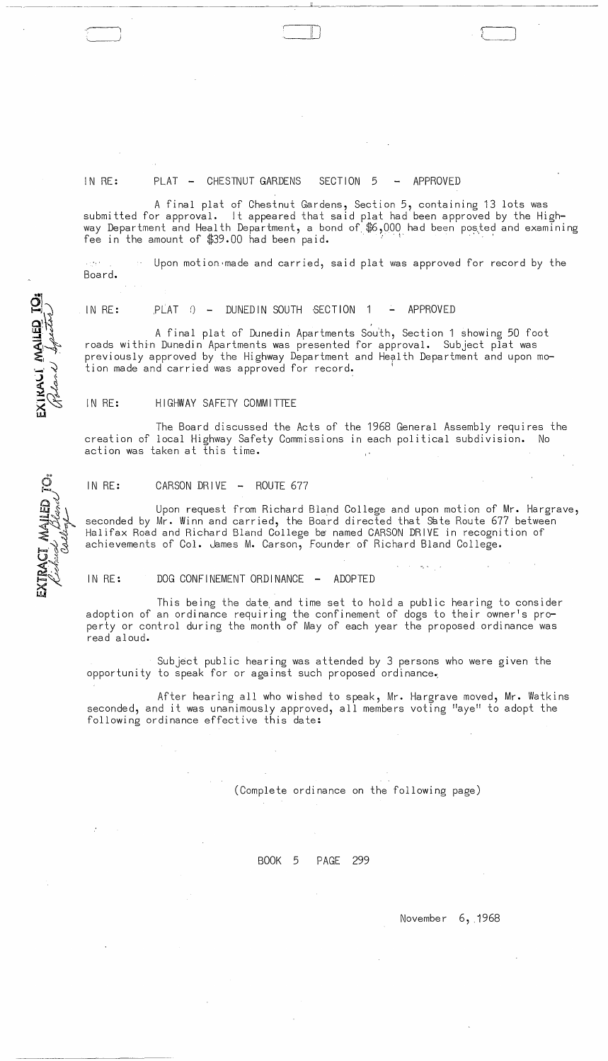IN RE: PLAT - CHESTNUT GARDENS SECTION 5 - APPROVED

A final plat of Chestnut Gardens, Section 5, containing 13 lots was submitted for approval. It appeared that said plat had been approved by the Highway Department and Health Department, a bond of $6,000 had been posted and examining fee in the amount of $39.00 had been paid.

Upon motion made and carried, said plat was approved for record by the Board.

EXTRACT MAILED TO: Roland Lynch

IN RE: PLAT - DUNEDIN SOUTH SECTION 1 - APPROVED

A final plat of Dunedin Apartments South, Section 1 showing 50 foot roads within Dunedin Apartments was presented for approval. Subject plat was previously approved by the Highway Department and Health Department and upon motion made and carried was approved for record.

IN RE: HIGHWAY SAFETY COMMITTEE

The Board discussed the Acts of the 1968 General Assembly requires the creation of local Highway Safety Commissions in each political subdivision. No action was taken at this time.

EXTRACT MAILED TO: Richard Bland College

IN RE: CARSON DRIVE - ROUTE 677

Upon request from Richard Bland College and upon motion of Mr. Hargrave, seconded by Mr. Winn and carried, the Board directed that State Route 677 between Halifax Road and Richard Bland College be named CARSON DRIVE in recognition of achievements of Col. James M. Carson, Founder of Richard Bland College.

IN RE: DOG CONFINEMENT ORDINANCE - ADOPTED

This being the date and time set to hold a public hearing to consider adoption of an ordinance requiring the confinement of dogs to their owner's property or control during the month of May of each year the proposed ordinance was read aloud.

Subject public hearing was attended by 3 persons who were given the opportunity to speak for or against such proposed ordinance.

After hearing all who wished to speak, Mr. Hargrave moved, Mr. Watkins seconded, and it was unanimously approved, all members voting "aye" to adopt the following ordinance effective this date:

(Complete ordinance on the following page)

BOOK 5 PAGE 299

November 6, 1968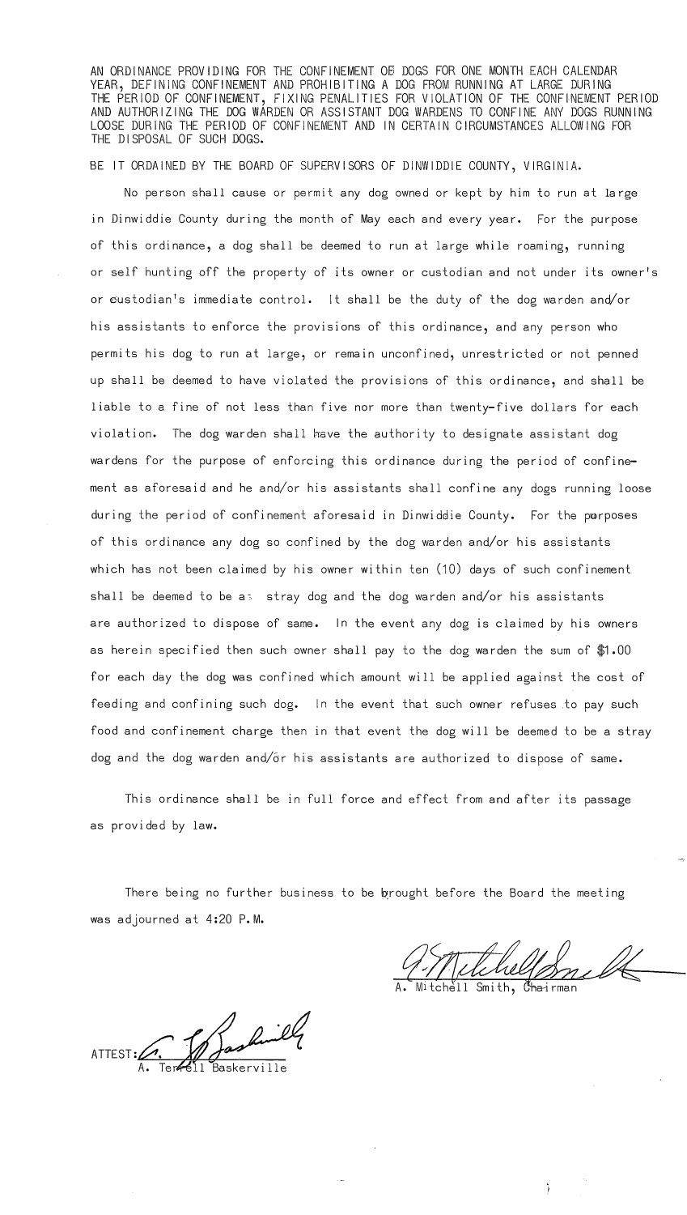AN ORDINANCE PROVIDING FOR THE CONFINEMENT OF DOGS FOR ONE MONTH EACH CALENDAR YEAR, DEFINING CONFINEMENT AND PROHIBITING A DOG FROM RUNNING AT LARGE DURING THE PERIOD OF CONFINEMENT, FIXING PENALITIES FOR VIOLATION OF THE CONFINEMENT PERIOD AND AUTHORIZING THE DOG WARDEN OR ASSISTANT DOG WARDENS TO CONFINE ANY DOGS RUNNING LOOSE DURING THE PERIOD OF CONFINEMENT AND IN CERTAIN CIRCUMSTANCES ALLOWING FOR THE DISPOSAL OF SUCH DOGS.

BE IT ORDAINED BY THE BOARD OF SUPERVISORS OF DINWIDDIE COUNTY, VIRGINIA.

No person shall cause or permit any dog owned or kept by him to run at large in Dinwiddie County during the month of May each and every year. For the purpose of this ordinance, a dog shall be deemed to run at large while roaming, running or self hunting off the property of its owner or custodian and not under its owner's or custodian's immediate control. It shall be the duty of the dog warden and/or his assistants to enforce the provisions of this ordinance, and any person who permits his dog to run at large, or remain unconfined, unrestricted or not penned up shall be deemed to have violated the provisions of this ordinance, and shall be liable to a fine of not less than five nor more than twenty-five dollars for each violation. The dog warden shall have the authority to designate assistant dog wardens for the purpose of enforcing this ordinance during the period of confinement as aforesaid and he and/or his assistants shall confine any dogs running loose during the period of confinement aforesaid in Dinwiddie County. For the purposes of this ordinance any dog so confined by the dog warden and/or his assistants which has not been claimed by his owner within ten (10) days of such confinement shall be deemed to be a stray dog and the dog warden and/or his assistants are authorized to dispose of same. In the event any dog is claimed by his owners as herein specified then such owner shall pay to the dog warden the sum of $1.00 for each day the dog was confined which amount will be applied against the cost of feeding and confining such dog. In the event that such owner refuses to pay such food and confinement charge then in that event the dog will be deemed to be a stray dog and the dog warden and/or his assistants are authorized to dispose of same.

This ordinance shall be in full force and effect from and after its passage as provided by law.

There being no further business to be brought before the Board the meeting was adjourned at 4:20 P.M.

A. Mitchell Smith, Chairman

ATTEST: A. Terrell Baskerville